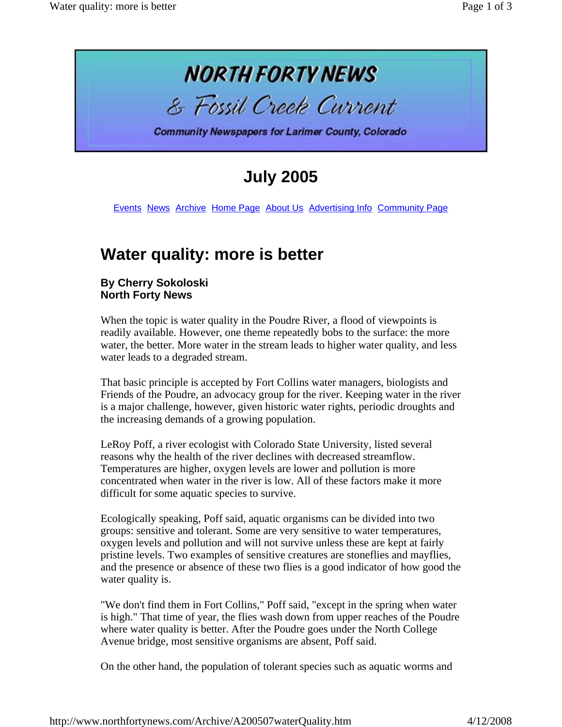# NORTH FORTY NEWS

## & Fossil Creek Current

Community Newspapers for Larimer County, Colorado

## July 2005

Events News Archive Home Page About Us Advertising Info Community Page

# Water quality: more is better

**By Cherry Sokoloski**
**North Forty News**

When the topic is water quality in the Poudre River, a flood of viewpoints is readily available. However, one theme repeatedly bobs to the surface: the more water, the better. More water in the stream leads to higher water quality, and less water leads to a degraded stream.

That basic principle is accepted by Fort Collins water managers, biologists and Friends of the Poudre, an advocacy group for the river. Keeping water in the river is a major challenge, however, given historic water rights, periodic droughts and the increasing demands of a growing population.

LeRoy Poff, a river ecologist with Colorado State University, listed several reasons why the health of the river declines with decreased streamflow. Temperatures are higher, oxygen levels are lower and pollution is more concentrated when water in the river is low. All of these factors make it more difficult for some aquatic species to survive.

Ecologically speaking, Poff said, aquatic organisms can be divided into two groups: sensitive and tolerant. Some are very sensitive to water temperatures, oxygen levels and pollution and will not survive unless these are kept at fairly pristine levels. Two examples of sensitive creatures are stoneflies and mayflies, and the presence or absence of these two flies is a good indicator of how good the water quality is.

"We don't find them in Fort Collins," Poff said, "except in the spring when water is high." That time of year, the flies wash down from upper reaches of the Poudre where water quality is better. After the Poudre goes under the North College Avenue bridge, most sensitive organisms are absent, Poff said.

On the other hand, the population of tolerant species such as aquatic worms and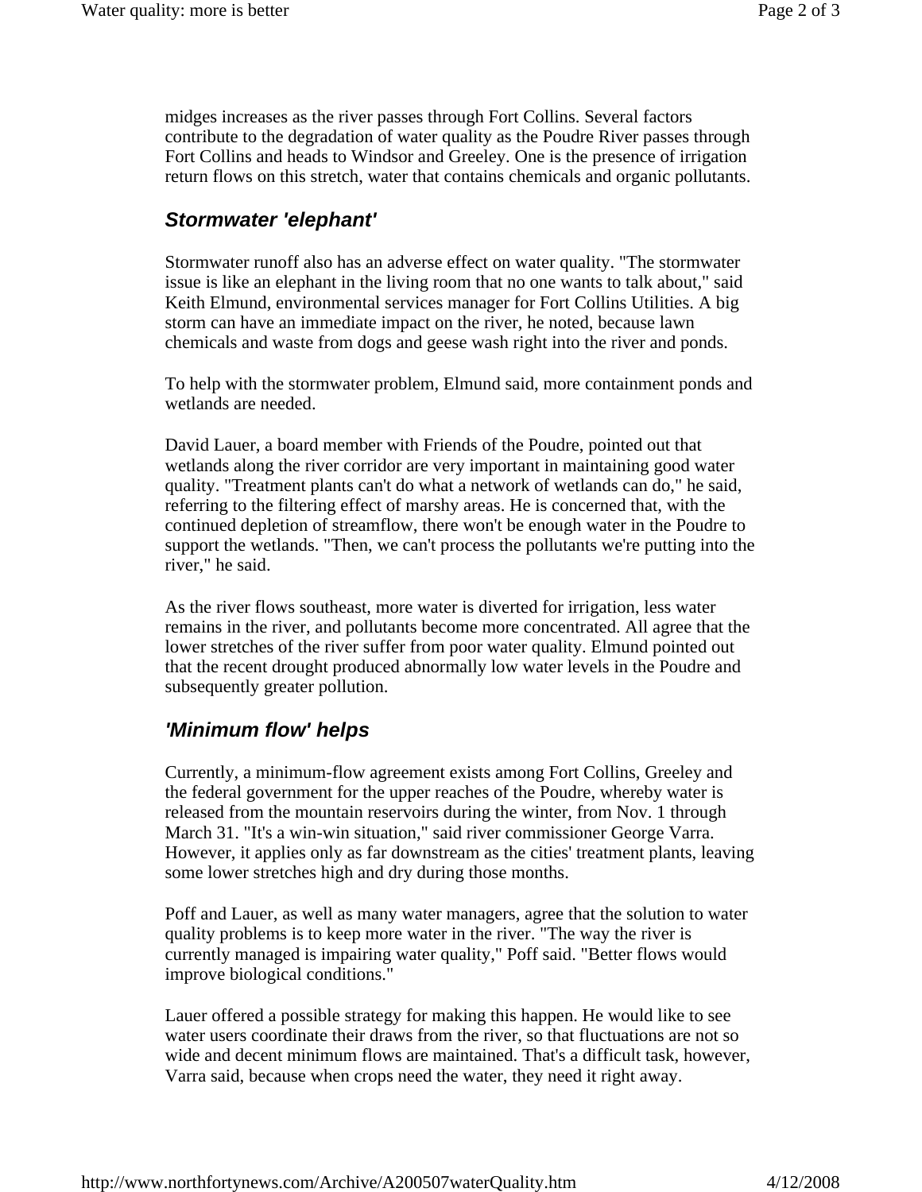midges increases as the river passes through Fort Collins. Several factors contribute to the degradation of water quality as the Poudre River passes through Fort Collins and heads to Windsor and Greeley. One is the presence of irrigation return flows on this stretch, water that contains chemicals and organic pollutants.

## *Stormwater 'elephant'*

Stormwater runoff also has an adverse effect on water quality. "The stormwater issue is like an elephant in the living room that no one wants to talk about," said Keith Elmund, environmental services manager for Fort Collins Utilities. A big storm can have an immediate impact on the river, he noted, because lawn chemicals and waste from dogs and geese wash right into the river and ponds.

To help with the stormwater problem, Elmund said, more containment ponds and wetlands are needed.

David Lauer, a board member with Friends of the Poudre, pointed out that wetlands along the river corridor are very important in maintaining good water quality. "Treatment plants can't do what a network of wetlands can do," he said, referring to the filtering effect of marshy areas. He is concerned that, with the continued depletion of streamflow, there won't be enough water in the Poudre to support the wetlands. "Then, we can't process the pollutants we're putting into the river," he said.

As the river flows southeast, more water is diverted for irrigation, less water remains in the river, and pollutants become more concentrated. All agree that the lower stretches of the river suffer from poor water quality. Elmund pointed out that the recent drought produced abnormally low water levels in the Poudre and subsequently greater pollution.

## *'Minimum flow' helps*

Currently, a minimum-flow agreement exists among Fort Collins, Greeley and the federal government for the upper reaches of the Poudre, whereby water is released from the mountain reservoirs during the winter, from Nov. 1 through March 31. "It's a win-win situation," said river commissioner George Varra. However, it applies only as far downstream as the cities' treatment plants, leaving some lower stretches high and dry during those months.

Poff and Lauer, as well as many water managers, agree that the solution to water quality problems is to keep more water in the river. "The way the river is currently managed is impairing water quality," Poff said. "Better flows would improve biological conditions."

Lauer offered a possible strategy for making this happen. He would like to see water users coordinate their draws from the river, so that fluctuations are not so wide and decent minimum flows are maintained. That's a difficult task, however, Varra said, because when crops need the water, they need it right away.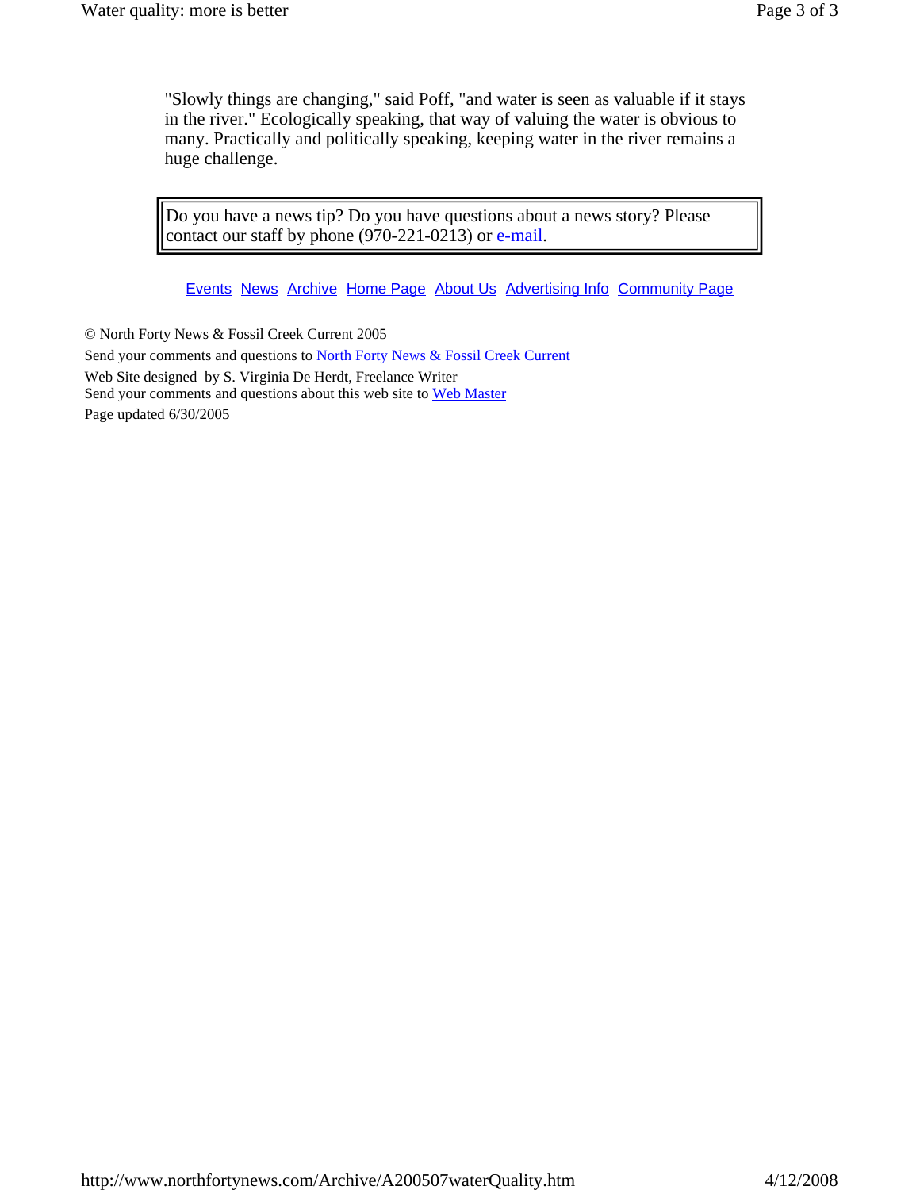"Slowly things are changing," said Poff, "and water is seen as valuable if it stays in the river." Ecologically speaking, that way of valuing the water is obvious to many. Practically and politically speaking, keeping water in the river remains a huge challenge.

| |
|---|
| Do you have a news tip? Do you have questions about a news story? Please contact our staff by phone (970-221-0213) or e-mail. |

Events News Archive Home Page About Us Advertising Info Community Page

© North Forty News & Fossil Creek Current 2005

Send your comments and questions to North Forty News & Fossil Creek Current

Web Site designed by S. Virginia De Herdt, Freelance Writer
Send your comments and questions about this web site to Web Master

Page updated 6/30/2005